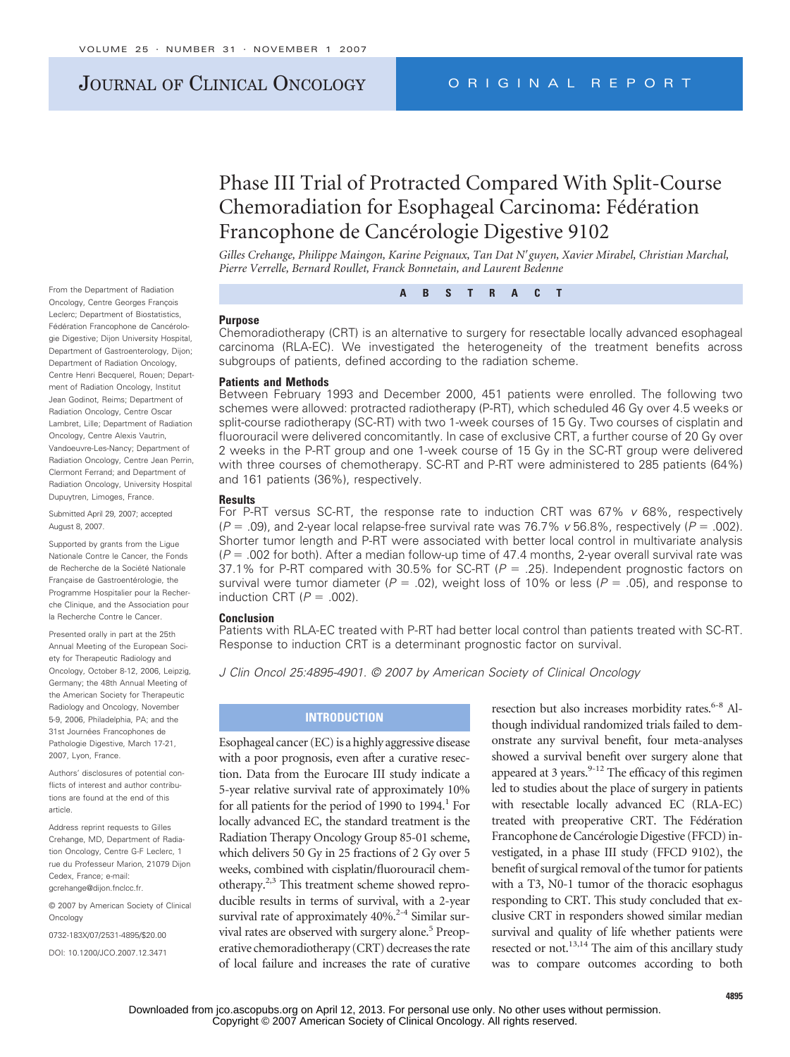# Phase III Trial of Protracted Compared With Split-Course Chemoradiation for Esophageal Carcinoma: Fédération Francophone de Cancérologie Digestive 9102

*Gilles Crehange, Philippe Maingon, Karine Peignaux, Tan Dat N'guyen, Xavier Mirabel, Christian Marchal, Pierre Verrelle, Bernard Roullet, Franck Bonnetain, and Laurent Bedenne*

From the Department of Radiation Oncology, Centre Georges François Leclerc; Department of Biostatistics, Fédération Francophone de Cancérologie Digestive; Dijon University Hospital, Department of Gastroenterology, Dijon; Department of Radiation Oncology, Centre Henri Becquerel, Rouen; Department of Radiation Oncology, Institut Jean Godinot, Reims; Department of Radiation Oncology, Centre Oscar Lambret, Lille; Department of Radiation Oncology, Centre Alexis Vautrin, Vandoeuvre-Les-Nancy; Department of Radiation Oncology, Centre Jean Perrin, Clermont Ferrand; and Department of Radiation Oncology, University Hospital Dupuytren, Limoges, France.

Submitted April 29, 2007; accepted August 8, 2007.

Supported by grants from the Ligue Nationale Contre le Cancer, the Fonds de Recherche de la Société Nationale Française de Gastroentérologie, the Programme Hospitalier pour la Recherche Clinique, and the Association pour la Recherche Contre le Cancer.

Presented orally in part at the 25th Annual Meeting of the European Society for Therapeutic Radiology and Oncology, October 8-12, 2006, Leipzig, Germany; the 48th Annual Meeting of the American Society for Therapeutic Radiology and Oncology, November 5-9, 2006, Philadelphia, PA; and the 31st Journées Francophones de Pathologie Digestive, March 17-21, 2007, Lyon, France.

Authors' disclosures of potential conflicts of interest and author contributions are found at the end of this article.

Address reprint requests to Gilles Crehange, MD, Department of Radiation Oncology, Centre G-F Leclerc, 1 rue du Professeur Marion, 21079 Dijon Cedex, France; e-mail: gcrehange@dijon.fnclcc.fr.

© 2007 by American Society of Clinical Oncology

0732-183X/07/2531-4895/$20.00

DOI: 10.1200/JCO.2007.12.3471

## ABSTRACT

### Purpose

Chemoradiotherapy (CRT) is an alternative to surgery for resectable locally advanced esophageal carcinoma (RLA-EC). We investigated the heterogeneity of the treatment benefits across subgroups of patients, defined according to the radiation scheme.

### Patients and Methods

Between February 1993 and December 2000, 451 patients were enrolled. The following two schemes were allowed: protracted radiotherapy (P-RT), which scheduled 46 Gy over 4.5 weeks or split-course radiotherapy (SC-RT) with two 1-week courses of 15 Gy. Two courses of cisplatin and fluorouracil were delivered concomitantly. In case of exclusive CRT, a further course of 20 Gy over 2 weeks in the P-RT group and one 1-week course of 15 Gy in the SC-RT group were delivered with three courses of chemotherapy. SC-RT and P-RT were administered to 285 patients (64%) and 161 patients (36%), respectively.

### Results

For P-RT versus SC-RT, the response rate to induction CRT was 67% *v* 68%, respectively ($P = .09$), and 2-year local relapse-free survival rate was 76.7% *v* 56.8%, respectively ($P = .002$). Shorter tumor length and P-RT were associated with better local control in multivariate analysis ($P = .002$ for both). After a median follow-up time of 47.4 months, 2-year overall survival rate was 37.1% for P-RT compared with 30.5% for SC-RT ($P = .25$). Independent prognostic factors on survival were tumor diameter ($P = .02$), weight loss of 10% or less ($P = .05$), and response to induction CRT ($P = .002$).

### Conclusion

Patients with RLA-EC treated with P-RT had better local control than patients treated with SC-RT. Response to induction CRT is a determinant prognostic factor on survival.

*J Clin Oncol 25:4895-4901. © 2007 by American Society of Clinical Oncology*

## INTRODUCTION

Esophageal cancer (EC) is a highly aggressive disease with a poor prognosis, even after a curative resection. Data from the Eurocare III study indicate a 5-year relative survival rate of approximately 10% for all patients for the period of 1990 to 1994.[1] For locally advanced EC, the standard treatment is the Radiation Therapy Oncology Group 85-01 scheme, which delivers 50 Gy in 25 fractions of 2 Gy over 5 weeks, combined with cisplatin/fluorouracil chemotherapy.[2,3] This treatment scheme showed reproducible results in terms of survival, with a 2-year survival rate of approximately 40%.[2-4] Similar survival rates are observed with surgery alone.[5] Preoperative chemoradiotherapy (CRT) decreases the rate of local failure and increases the rate of curative resection but also increases morbidity rates.[6-8] Although individual randomized trials failed to demonstrate any survival benefit, four meta-analyses showed a survival benefit over surgery alone that appeared at 3 years.[9-12] The efficacy of this regimen led to studies about the place of surgery in patients with resectable locally advanced EC (RLA-EC) treated with preoperative CRT. The Fédération Francophone de Cancérologie Digestive (FFCD) investigated, in a phase III study (FFCD 9102), the benefit of surgical removal of the tumor for patients with a T3, N0-1 tumor of the thoracic esophagus responding to CRT. This study concluded that exclusive CRT in responders showed similar median survival and quality of life whether patients were resected or not.[13,14] The aim of this ancillary study was to compare outcomes according to both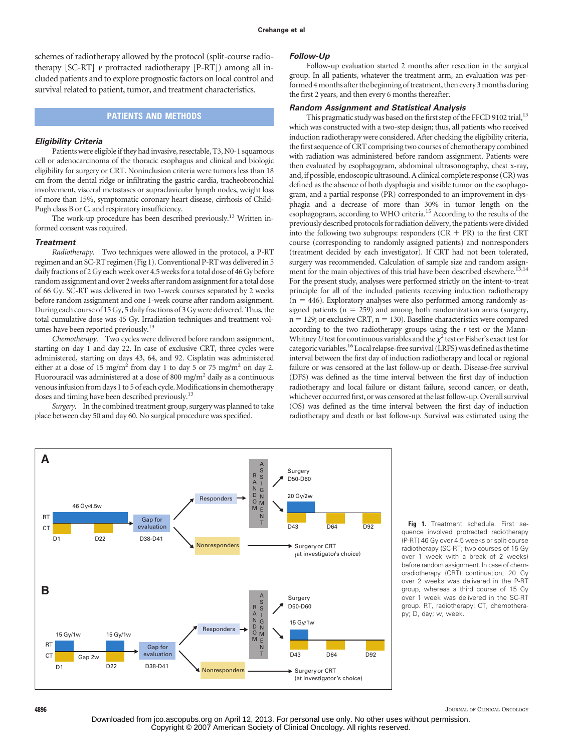schemes of radiotherapy allowed by the protocol (split-course radiotherapy [SC-RT] *v* protracted radiotherapy [P-RT]) among all included patients and to explore prognostic factors on local control and survival related to patient, tumor, and treatment characteristics.

## PATIENTS AND METHODS

### Eligibility Criteria

Patients were eligible if they had invasive, resectable, T3, N0-1 squamous cell or adenocarcinoma of the thoracic esophagus and clinical and biologic eligibility for surgery or CRT. Noninclusion criteria were tumors less than 18 cm from the dental ridge or infiltrating the gastric cardia, tracheobronchial involvement, visceral metastases or supraclavicular lymph nodes, weight loss of more than 15%, symptomatic coronary heart disease, cirrhosis of Child-Pugh class B or C, and respiratory insufficiency.

The work-up procedure has been described previously.[13] Written informed consent was required.

### Treatment

*Radiotherapy.* Two techniques were allowed in the protocol, a P-RT regimen and an SC-RT regimen (Fig 1). Conventional P-RT was delivered in 5 daily fractions of 2 Gy each week over 4.5 weeks for a total dose of 46 Gy before random assignment and over 2 weeks after random assignment for a total dose of 66 Gy. SC-RT was delivered in two 1-week courses separated by 2 weeks before random assignment and one 1-week course after random assignment. During each course of 15 Gy, 5 daily fractions of 3 Gy were delivered. Thus, the total cumulative dose was 45 Gy. Irradiation techniques and treatment volumes have been reported previously.[13]

*Chemotherapy.* Two cycles were delivered before random assignment, starting on day 1 and day 22. In case of exclusive CRT, three cycles were administered, starting on days 43, 64, and 92. Cisplatin was administered either at a dose of 15 mg/m$^2$ from day 1 to day 5 or 75 mg/m$^2$ on day 2. Fluorouracil was administered at a dose of 800 mg/m$^2$ daily as a continuous venous infusion from days 1 to 5 of each cycle. Modifications in chemotherapy doses and timing have been described previously.[13]

*Surgery.* In the combined treatment group, surgery was planned to take place between day 50 and day 60. No surgical procedure was specified.

### Follow-Up

Follow-up evaluation started 2 months after resection in the surgical group. In all patients, whatever the treatment arm, an evaluation was performed 4 months after the beginning of treatment, then every 3 months during the first 2 years, and then every 6 months thereafter.

### Random Assignment and Statistical Analysis

This pragmatic study was based on the first step of the FFCD 9102 trial,[13] which was constructed with a two-step design; thus, all patients who received induction radiotherapy were considered. After checking the eligibility criteria, the first sequence of CRT comprising two courses of chemotherapy combined with radiation was administered before random assignment. Patients were then evaluated by esophagogram, abdominal ultrasonography, chest x-ray, and, if possible, endoscopic ultrasound. A clinical complete response (CR) was defined as the absence of both dysphagia and visible tumor on the esophagogram, and a partial response (PR) corresponded to an improvement in dysphagia and a decrease of more than 30% in tumor length on the esophagogram, according to WHO criteria.[15] According to the results of the previously described protocols for radiation delivery, the patients were divided into the following two subgroups: responders (CR + PR) to the first CRT course (corresponding to randomly assigned patients) and nonresponders (treatment decided by each investigator). If CRT had not been tolerated, surgery was recommended. Calculation of sample size and random assignment for the main objectives of this trial have been described elsewhere.[13,14] For the present study, analyses were performed strictly on the intent-to-treat principle for all of the included patients receiving induction radiotherapy (n = 446). Exploratory analyses were also performed among randomly assigned patients (n = 259) and among both randomization arms (surgery, n = 129; or exclusive CRT, n = 130). Baseline characteristics were compared according to the two radiotherapy groups using the *t* test or the Mann-Whitney *U* test for continuous variables and the $\chi^2$ test or Fisher's exact test for categoric variables.[16] Local relapse-free survival (LRFS) was defined as the time interval between the first day of induction radiotherapy and local or regional failure or was censored at the last follow-up or death. Disease-free survival (DFS) was defined as the time interval between the first day of induction radiotherapy and local failure or distant failure, second cancer, or death, whichever occurred first, or was censored at the last follow-up. Overall survival (OS) was defined as the time interval between the first day of induction radiotherapy and death or last follow-up. Survival was estimated using the

**Fig 1.** Treatment schedule. First sequence involved protracted radiotherapy (P-RT) 46 Gy over 4.5 weeks or split-course radiotherapy (SC-RT; two courses of 15 Gy over 1 week with a break of 2 weeks) before random assignment. In case of chemoradiotherapy (CRT) continuation, 20 Gy over 2 weeks was delivered in the P-RT group, whereas a third course of 15 Gy over 1 week was delivered in the SC-RT group. RT, radiotherapy; CT, chemotherapy; D, day; w, week.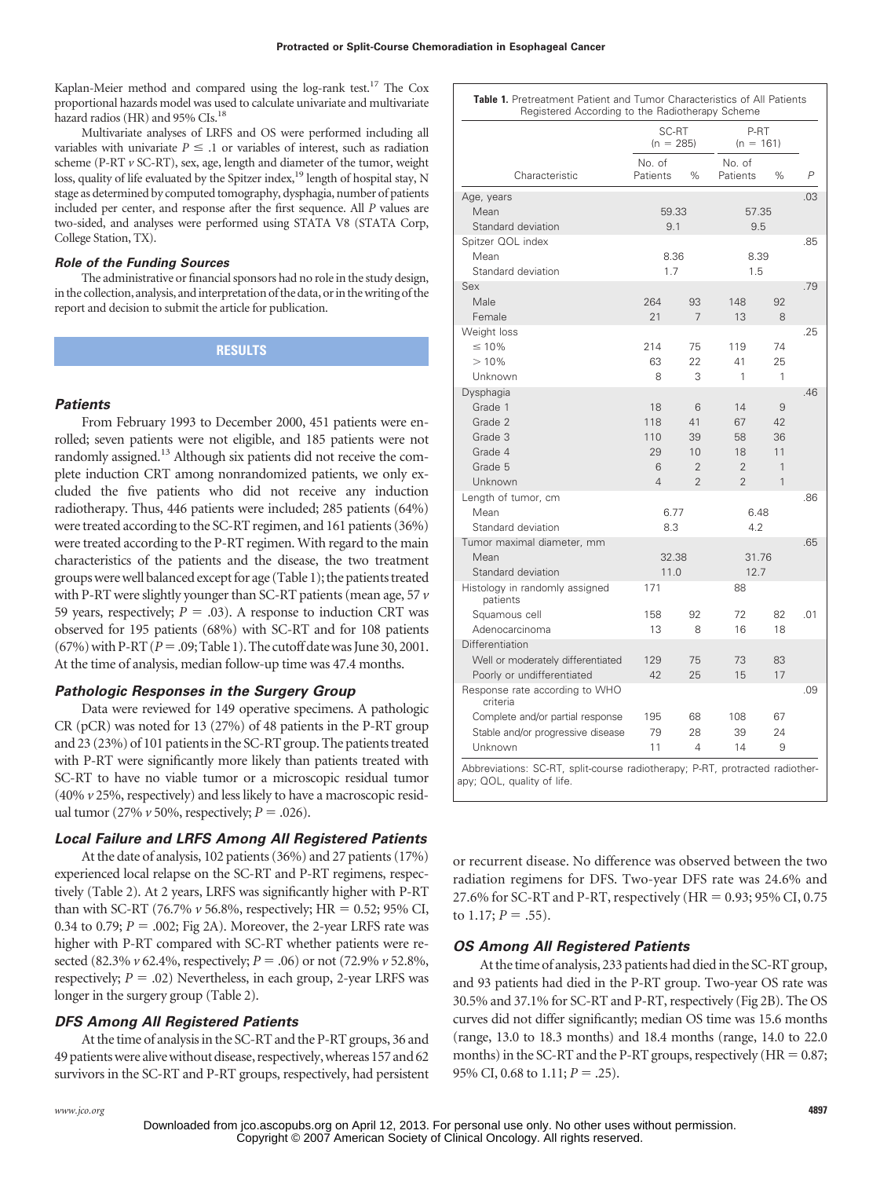Kaplan-Meier method and compared using the log-rank test.[17] The Cox proportional hazards model was used to calculate univariate and multivariate hazard radios (HR) and 95% CIs.[18]

Multivariate analyses of LRFS and OS were performed including all variables with univariate $P \leq .1$ or variables of interest, such as radiation scheme (P-RT *v* SC-RT), sex, age, length and diameter of the tumor, weight loss, quality of life evaluated by the Spitzer index,[19] length of hospital stay, N stage as determined by computed tomography, dysphagia, number of patients included per center, and response after the first sequence. All *P* values are two-sided, and analyses were performed using STATA V8 (STATA Corp, College Station, TX).

### Role of the Funding Sources

The administrative or financial sponsors had no role in the study design, in the collection, analysis, and interpretation of the data, or in the writing of the report and decision to submit the article for publication.

## RESULTS

### Patients

From February 1993 to December 2000, 451 patients were enrolled; seven patients were not eligible, and 185 patients were not randomly assigned.[13] Although six patients did not receive the complete induction CRT among nonrandomized patients, we only excluded the five patients who did not receive any induction radiotherapy. Thus, 446 patients were included; 285 patients (64%) were treated according to the SC-RT regimen, and 161 patients (36%) were treated according to the P-RT regimen. With regard to the main characteristics of the patients and the disease, the two treatment groups were well balanced except for age (Table 1); the patients treated with P-RT were slightly younger than SC-RT patients (mean age, 57 *v* 59 years, respectively; $P = .03$). A response to induction CRT was observed for 195 patients (68%) with SC-RT and for 108 patients (67%) with P-RT ($P = .09$; Table 1). The cutoff date was June 30, 2001. At the time of analysis, median follow-up time was 47.4 months.

### Pathologic Responses in the Surgery Group

Data were reviewed for 149 operative specimens. A pathologic CR (pCR) was noted for 13 (27%) of 48 patients in the P-RT group and 23 (23%) of 101 patients in the SC-RT group. The patients treated with P-RT were significantly more likely than patients treated with SC-RT to have no viable tumor or a microscopic residual tumor (40% *v* 25%, respectively) and less likely to have a macroscopic residual tumor (27% *v* 50%, respectively; $P = .026$).

### Local Failure and LRFS Among All Registered Patients

At the date of analysis, 102 patients (36%) and 27 patients (17%) experienced local relapse on the SC-RT and P-RT regimens, respectively (Table 2). At 2 years, LRFS was significantly higher with P-RT than with SC-RT (76.7% *v* 56.8%, respectively; HR = 0.52; 95% CI, 0.34 to 0.79; $P = .002$; Fig 2A). Moreover, the 2-year LRFS rate was higher with P-RT compared with SC-RT whether patients were resected (82.3% *v* 62.4%, respectively; $P = .06$) or not (72.9% *v* 52.8%, respectively; $P = .02$) Nevertheless, in each group, 2-year LRFS was longer in the surgery group (Table 2).

### DFS Among All Registered Patients

At the time of analysis in the SC-RT and the P-RT groups, 36 and 49 patients were alive without disease, respectively, whereas 157 and 62 survivors in the SC-RT and P-RT groups, respectively, had persistent or recurrent disease. No difference was observed between the two radiation regimens for DFS. Two-year DFS rate was 24.6% and 27.6% for SC-RT and P-RT, respectively (HR = 0.93; 95% CI, 0.75 to 1.17; $P = .55$).

### OS Among All Registered Patients

At the time of analysis, 233 patients had died in the SC-RT group, and 93 patients had died in the P-RT group. Two-year OS rate was 30.5% and 37.1% for SC-RT and P-RT, respectively (Fig 2B). The OS curves did not differ significantly; median OS time was 15.6 months (range, 13.0 to 18.3 months) and 18.4 months (range, 14.0 to 22.0 months) in the SC-RT and the P-RT groups, respectively (HR = 0.87; 95% CI, 0.68 to 1.11; $P = .25$).

**Table 1.** Pretreatment Patient and Tumor Characteristics of All Patients Registered According to the Radiotherapy Scheme

| Characteristic | SC-RT (n = 285) No. of Patients | SC-RT (n = 285) % | P-RT (n = 161) No. of Patients | P-RT (n = 161) % | *P* |
|---|---|---|---|---|---|
| Age, years | | | | | .03 |
| Mean | 59.33 | | 57.35 | | |
| Standard deviation | 9.1 | | 9.5 | | |
| Spitzer QOL index | | | | | .85 |
| Mean | 8.36 | | 8.39 | | |
| Standard deviation | 1.7 | | 1.5 | | |
| Sex | | | | | .79 |
| Male | 264 | 93 | 148 | 92 | |
| Female | 21 | 7 | 13 | 8 | |
| Weight loss | | | | | .25 |
| ≤ 10% | 214 | 75 | 119 | 74 | |
| > 10% | 63 | 22 | 41 | 25 | |
| Unknown | 8 | 3 | 1 | 1 | |
| Dysphagia | | | | | .46 |
| Grade 1 | 18 | 6 | 14 | 9 | |
| Grade 2 | 118 | 41 | 67 | 42 | |
| Grade 3 | 110 | 39 | 58 | 36 | |
| Grade 4 | 29 | 10 | 18 | 11 | |
| Grade 5 | 6 | 2 | 2 | 1 | |
| Unknown | 4 | 2 | 2 | 1 | |
| Length of tumor, cm | | | | | .86 |
| Mean | 6.77 | | 6.48 | | |
| Standard deviation | 8.3 | | 4.2 | | |
| Tumor maximal diameter, mm | | | | | .65 |
| Mean | 32.38 | | 31.76 | | |
| Standard deviation | 11.0 | | 12.7 | | |
| Histology in randomly assigned patients | 171 | | 88 | | |
| Squamous cell | 158 | 92 | 72 | 82 | .01 |
| Adenocarcinoma | 13 | 8 | 16 | 18 | |
| Differentiation | | | | | |
| Well or moderately differentiated | 129 | 75 | 73 | 83 | |
| Poorly or undifferentiated | 42 | 25 | 15 | 17 | |
| Response rate according to WHO criteria | | | | | .09 |
| Complete and/or partial response | 195 | 68 | 108 | 67 | |
| Stable and/or progressive disease | 79 | 28 | 39 | 24 | |
| Unknown | 11 | 4 | 14 | 9 | |

Abbreviations: SC-RT, split-course radiotherapy; P-RT, protracted radiotherapy; QOL, quality of life.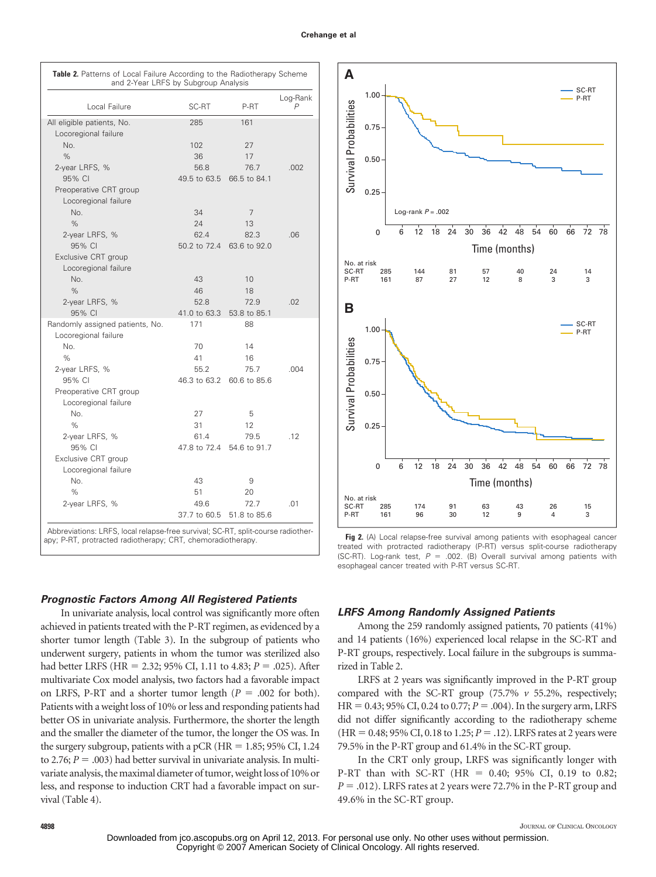**Table 2.** Patterns of Local Failure According to the Radiotherapy Scheme and 2-Year LRFS by Subgroup Analysis

| Local Failure | SC-RT | P-RT | Log-Rank *P* |
|---|---|---|---|
| All eligible patients, No. | 285 | 161 | |
| Locoregional failure | | | |
| No. | 102 | 27 | |
| % | 36 | 17 | |
| 2-year LRFS, % | 56.8 | 76.7 | .002 |
| 95% CI | 49.5 to 63.5 | 66.5 to 84.1 | |
| Preoperative CRT group | | | |
| Locoregional failure | | | |
| No. | 34 | 7 | |
| % | 24 | 13 | |
| 2-year LRFS, % | 62.4 | 82.3 | .06 |
| 95% CI | 50.2 to 72.4 | 63.6 to 92.0 | |
| Exclusive CRT group | | | |
| Locoregional failure | | | |
| No. | 43 | 10 | |
| % | 46 | 18 | |
| 2-year LRFS, % | 52.8 | 72.9 | .02 |
| 95% CI | 41.0 to 63.3 | 53.8 to 85.1 | |
| Randomly assigned patients, No. | 171 | 88 | |
| Locoregional failure | | | |
| No. | 70 | 14 | |
| % | 41 | 16 | |
| 2-year LRFS, % | 55.2 | 75.7 | .004 |
| 95% CI | 46.3 to 63.2 | 60.6 to 85.6 | |
| Preoperative CRT group | | | |
| Locoregional failure | | | |
| No. | 27 | 5 | |
| % | 31 | 12 | |
| 2-year LRFS, % | 61.4 | 79.5 | .12 |
| 95% CI | 47.8 to 72.4 | 54.6 to 91.7 | |
| Exclusive CRT group | | | |
| Locoregional failure | | | |
| No. | 43 | 9 | |
| % | 51 | 20 | |
| 2-year LRFS, % | 49.6 | 72.7 | .01 |
| | 37.7 to 60.5 | 51.8 to 85.6 | |

Abbreviations: LRFS, local relapse-free survival; SC-RT, split-course radiotherapy; P-RT, protracted radiotherapy; CRT, chemoradiotherapy.

**Fig 2.** (A) Local relapse-free survival among patients with esophageal cancer treated with protracted radiotherapy (P-RT) versus split-course radiotherapy (SC-RT). Log-rank test, $P = .002$. (B) Overall survival among patients with esophageal cancer treated with P-RT versus SC-RT.

### *Prognostic Factors Among All Registered Patients*

In univariate analysis, local control was significantly more often achieved in patients treated with the P-RT regimen, as evidenced by a shorter tumor length (Table 3). In the subgroup of patients who underwent surgery, patients in whom the tumor was sterilized also had better LRFS (HR = 2.32; 95% CI, 1.11 to 4.83; $P = .025$). After multivariate Cox model analysis, two factors had a favorable impact on LRFS, P-RT and a shorter tumor length ($P = .002$ for both). Patients with a weight loss of 10% or less and responding patients had better OS in univariate analysis. Furthermore, the shorter the length and the smaller the diameter of the tumor, the longer the OS was. In the surgery subgroup, patients with a pCR (HR = 1.85; 95% CI, 1.24 to 2.76; $P = .003$) had better survival in univariate analysis. In multivariate analysis, the maximal diameter of tumor, weight loss of 10% or less, and response to induction CRT had a favorable impact on survival (Table 4).

### *LRFS Among Randomly Assigned Patients*

Among the 259 randomly assigned patients, 70 patients (41%) and 14 patients (16%) experienced local relapse in the SC-RT and P-RT groups, respectively. Local failure in the subgroups is summarized in Table 2.

LRFS at 2 years was significantly improved in the P-RT group compared with the SC-RT group (75.7% *v* 55.2%, respectively; HR = 0.43; 95% CI, 0.24 to 0.77; $P = .004$). In the surgery arm, LRFS did not differ significantly according to the radiotherapy scheme (HR = 0.48; 95% CI, 0.18 to 1.25; $P = .12$). LRFS rates at 2 years were 79.5% in the P-RT group and 61.4% in the SC-RT group.

In the CRT only group, LRFS was significantly longer with P-RT than with SC-RT (HR = 0.40; 95% CI, 0.19 to 0.82; $P = .012$). LRFS rates at 2 years were 72.7% in the P-RT group and 49.6% in the SC-RT group.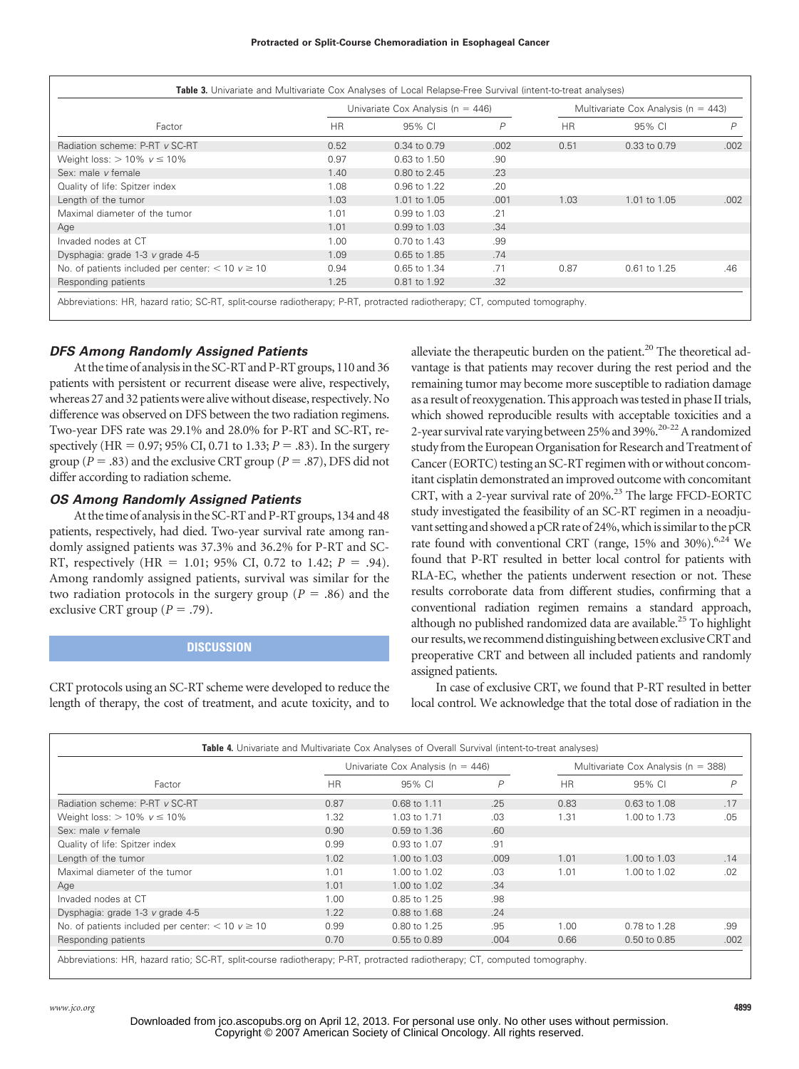**Table 3.** Univariate and Multivariate Cox Analyses of Local Relapse-Free Survival (intent-to-treat analyses)

| Factor | Univariate Cox Analysis (n = 446) | | | Multivariate Cox Analysis (n = 443) | | |
|---|---|---|---|---|---|---|
| | HR | 95% CI | P | HR | 95% CI | P |
| Radiation scheme: P-RT v SC-RT | 0.52 | 0.34 to 0.79 | .002 | 0.51 | 0.33 to 0.79 | .002 |
| Weight loss: > 10% v ≤ 10% | 0.97 | 0.63 to 1.50 | .90 | | | |
| Sex: male v female | 1.40 | 0.80 to 2.45 | .23 | | | |
| Quality of life: Spitzer index | 1.08 | 0.96 to 1.22 | .20 | | | |
| Length of the tumor | 1.03 | 1.01 to 1.05 | .001 | 1.03 | 1.01 to 1.05 | .002 |
| Maximal diameter of the tumor | 1.01 | 0.99 to 1.03 | .21 | | | |
| Age | 1.01 | 0.99 to 1.03 | .34 | | | |
| Invaded nodes at CT | 1.00 | 0.70 to 1.43 | .99 | | | |
| Dysphagia: grade 1-3 v grade 4-5 | 1.09 | 0.65 to 1.85 | .74 | | | |
| No. of patients included per center: < 10 v ≥ 10 | 0.94 | 0.65 to 1.34 | .71 | 0.87 | 0.61 to 1.25 | .46 |
| Responding patients | 1.25 | 0.81 to 1.92 | .32 | | | |

Abbreviations: HR, hazard ratio; SC-RT, split-course radiotherapy; P-RT, protracted radiotherapy; CT, computed tomography.

### *DFS Among Randomly Assigned Patients*

At the time of analysis in the SC-RT and P-RT groups, 110 and 36 patients with persistent or recurrent disease were alive, respectively, whereas 27 and 32 patients were alive without disease, respectively. No difference was observed on DFS between the two radiation regimens. Two-year DFS rate was 29.1% and 28.0% for P-RT and SC-RT, respectively (HR = 0.97; 95% CI, 0.71 to 1.33; *P* = .83). In the surgery group (*P* = .83) and the exclusive CRT group (*P* = .87), DFS did not differ according to radiation scheme.

### *OS Among Randomly Assigned Patients*

At the time of analysis in the SC-RT and P-RT groups, 134 and 48 patients, respectively, had died. Two-year survival rate among randomly assigned patients was 37.3% and 36.2% for P-RT and SC-RT, respectively (HR = 1.01; 95% CI, 0.72 to 1.42; *P* = .94). Among randomly assigned patients, survival was similar for the two radiation protocols in the surgery group (*P* = .86) and the exclusive CRT group (*P* = .79).

## DISCUSSION

CRT protocols using an SC-RT scheme were developed to reduce the length of therapy, the cost of treatment, and acute toxicity, and to alleviate the therapeutic burden on the patient.[20] The theoretical advantage is that patients may recover during the rest period and the remaining tumor may become more susceptible to radiation damage as a result of reoxygenation. This approach was tested in phase II trials, which showed reproducible results with acceptable toxicities and a 2-year survival rate varying between 25% and 39%.[20-22] A randomized study from the European Organisation for Research and Treatment of Cancer (EORTC) testing an SC-RT regimen with or without concomitant cisplatin demonstrated an improved outcome with concomitant CRT, with a 2-year survival rate of 20%.[23] The large FFCD-EORTC study investigated the feasibility of an SC-RT regimen in a neoadjuvant setting and showed a pCR rate of 24%, which is similar to the pCR rate found with conventional CRT (range, 15% and 30%).[6,24] We found that P-RT resulted in better local control for patients with RLA-EC, whether the patients underwent resection or not. These results corroborate data from different studies, confirming that a conventional radiation regimen remains a standard approach, although no published randomized data are available.[25] To highlight our results, we recommend distinguishing between exclusive CRT and preoperative CRT and between all included patients and randomly assigned patients.

In case of exclusive CRT, we found that P-RT resulted in better local control. We acknowledge that the total dose of radiation in the

**Table 4.** Univariate and Multivariate Cox Analyses of Overall Survival (intent-to-treat analyses)

| Factor | Univariate Cox Analysis (n = 446) | | | Multivariate Cox Analysis (n = 388) | | |
|---|---|---|---|---|---|---|
| | HR | 95% CI | P | HR | 95% CI | P |
| Radiation scheme: P-RT v SC-RT | 0.87 | 0.68 to 1.11 | .25 | 0.83 | 0.63 to 1.08 | .17 |
| Weight loss: > 10% v ≤ 10% | 1.32 | 1.03 to 1.71 | .03 | 1.31 | 1.00 to 1.73 | .05 |
| Sex: male v female | 0.90 | 0.59 to 1.36 | .60 | | | |
| Quality of life: Spitzer index | 0.99 | 0.93 to 1.07 | .91 | | | |
| Length of the tumor | 1.02 | 1.00 to 1.03 | .009 | 1.01 | 1.00 to 1.03 | .14 |
| Maximal diameter of the tumor | 1.01 | 1.00 to 1.02 | .03 | 1.01 | 1.00 to 1.02 | .02 |
| Age | 1.01 | 1.00 to 1.02 | .34 | | | |
| Invaded nodes at CT | 1.00 | 0.85 to 1.25 | .98 | | | |
| Dysphagia: grade 1-3 v grade 4-5 | 1.22 | 0.88 to 1.68 | .24 | | | |
| No. of patients included per center: < 10 v ≥ 10 | 0.99 | 0.80 to 1.25 | .95 | 1.00 | 0.78 to 1.28 | .99 |
| Responding patients | 0.70 | 0.55 to 0.89 | .004 | 0.66 | 0.50 to 0.85 | .002 |

Abbreviations: HR, hazard ratio; SC-RT, split-course radiotherapy; P-RT, protracted radiotherapy; CT, computed tomography.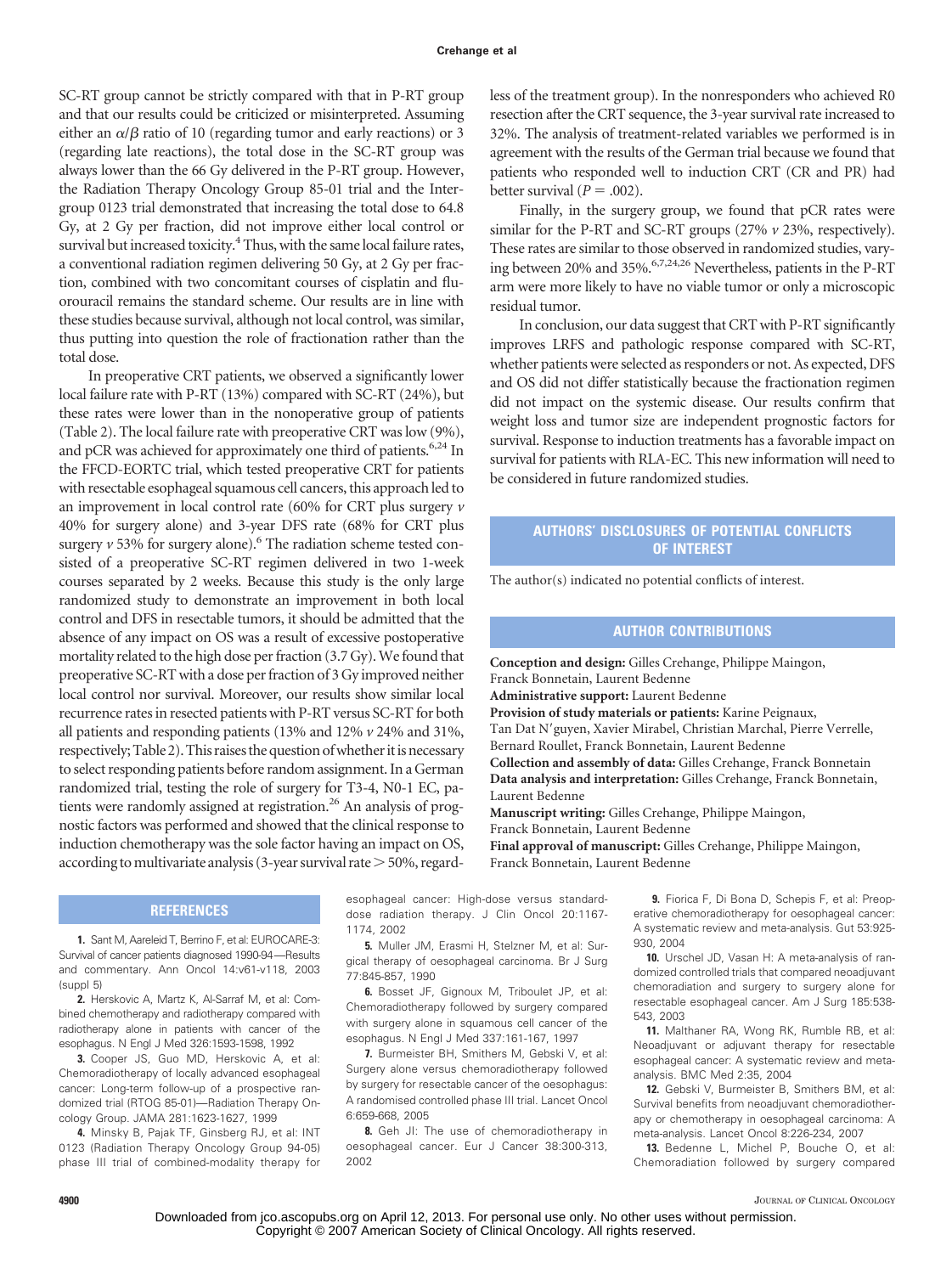SC-RT group cannot be strictly compared with that in P-RT group and that our results could be criticized or misinterpreted. Assuming either an $\alpha/\beta$ ratio of 10 (regarding tumor and early reactions) or 3 (regarding late reactions), the total dose in the SC-RT group was always lower than the 66 Gy delivered in the P-RT group. However, the Radiation Therapy Oncology Group 85-01 trial and the Intergroup 0123 trial demonstrated that increasing the total dose to 64.8 Gy, at 2 Gy per fraction, did not improve either local control or survival but increased toxicity.[4] Thus, with the same local failure rates, a conventional radiation regimen delivering 50 Gy, at 2 Gy per fraction, combined with two concomitant courses of cisplatin and fluorouracil remains the standard scheme. Our results are in line with these studies because survival, although not local control, was similar, thus putting into question the role of fractionation rather than the total dose.

In preoperative CRT patients, we observed a significantly lower local failure rate with P-RT (13%) compared with SC-RT (24%), but these rates were lower than in the nonoperative group of patients (Table 2). The local failure rate with preoperative CRT was low (9%), and pCR was achieved for approximately one third of patients.[6,24] In the FFCD-EORTC trial, which tested preoperative CRT for patients with resectable esophageal squamous cell cancers, this approach led to an improvement in local control rate (60% for CRT plus surgery *v* 40% for surgery alone) and 3-year DFS rate (68% for CRT plus surgery *v* 53% for surgery alone).[6] The radiation scheme tested consisted of a preoperative SC-RT regimen delivered in two 1-week courses separated by 2 weeks. Because this study is the only large randomized study to demonstrate an improvement in both local control and DFS in resectable tumors, it should be admitted that the absence of any impact on OS was a result of excessive postoperative mortality related to the high dose per fraction (3.7 Gy). We found that preoperative SC-RT with a dose per fraction of 3 Gy improved neither local control nor survival. Moreover, our results show similar local recurrence rates in resected patients with P-RT versus SC-RT for both all patients and responding patients (13% and 12% *v* 24% and 31%, respectively; Table 2). This raises the question of whether it is necessary to select responding patients before random assignment. In a German randomized trial, testing the role of surgery for T3-4, N0-1 EC, patients were randomly assigned at registration.[26] An analysis of prognostic factors was performed and showed that the clinical response to induction chemotherapy was the sole factor having an impact on OS, according to multivariate analysis (3-year survival rate > 50%, regardless of the treatment group). In the nonresponders who achieved R0 resection after the CRT sequence, the 3-year survival rate increased to 32%. The analysis of treatment-related variables we performed is in agreement with the results of the German trial because we found that patients who responded well to induction CRT (CR and PR) had better survival ($P = .002$).

Finally, in the surgery group, we found that pCR rates were similar for the P-RT and SC-RT groups (27% *v* 23%, respectively). These rates are similar to those observed in randomized studies, varying between 20% and 35%.[6,7,24,26] Nevertheless, patients in the P-RT arm were more likely to have no viable tumor or only a microscopic residual tumor.

In conclusion, our data suggest that CRT with P-RT significantly improves LRFS and pathologic response compared with SC-RT, whether patients were selected as responders or not. As expected, DFS and OS did not differ statistically because the fractionation regimen did not impact on the systemic disease. Our results confirm that weight loss and tumor size are independent prognostic factors for survival. Response to induction treatments has a favorable impact on survival for patients with RLA-EC. This new information will need to be considered in future randomized studies.

## AUTHORS' DISCLOSURES OF POTENTIAL CONFLICTS OF INTEREST

The author(s) indicated no potential conflicts of interest.

## AUTHOR CONTRIBUTIONS

**Conception and design:** Gilles Crehange, Philippe Maingon, Franck Bonnetain, Laurent Bedenne

**Administrative support:** Laurent Bedenne

**Provision of study materials or patients:** Karine Peignaux, Tan Dat N'guyen, Xavier Mirabel, Christian Marchal, Pierre Verrelle, Bernard Roullet, Franck Bonnetain, Laurent Bedenne

**Collection and assembly of data:** Gilles Crehange, Franck Bonnetain

**Data analysis and interpretation:** Gilles Crehange, Franck Bonnetain, Laurent Bedenne

**Manuscript writing:** Gilles Crehange, Philippe Maingon, Franck Bonnetain, Laurent Bedenne

**Final approval of manuscript:** Gilles Crehange, Philippe Maingon, Franck Bonnetain, Laurent Bedenne

## REFERENCES

**1.** Sant M, Aareleid T, Berrino F, et al: EUROCARE-3: Survival of cancer patients diagnosed 1990-94—Results and commentary. Ann Oncol 14:v61-v118, 2003 (suppl 5)

**2.** Herskovic A, Martz K, Al-Sarraf M, et al: Combined chemotherapy and radiotherapy compared with radiotherapy alone in patients with cancer of the esophagus. N Engl J Med 326:1593-1598, 1992

**3.** Cooper JS, Guo MD, Herskovic A, et al: Chemoradiotherapy of locally advanced esophageal cancer: Long-term follow-up of a prospective randomized trial (RTOG 85-01)—Radiation Therapy Oncology Group. JAMA 281:1623-1627, 1999

**4.** Minsky B, Pajak TF, Ginsberg RJ, et al: INT 0123 (Radiation Therapy Oncology Group 94-05) phase III trial of combined-modality therapy for esophageal cancer: High-dose versus standard-dose radiation therapy. J Clin Oncol 20:1167-1174, 2002

**5.** Muller JM, Erasmi H, Stelzner M, et al: Surgical therapy of oesophageal carcinoma. Br J Surg 77:845-857, 1990

**6.** Bosset JF, Gignoux M, Triboulet JP, et al: Chemoradiotherapy followed by surgery compared with surgery alone in squamous cell cancer of the esophagus. N Engl J Med 337:161-167, 1997

**7.** Burmeister BH, Smithers M, Gebski V, et al: Surgery alone versus chemoradiotherapy followed by surgery for resectable cancer of the oesophagus: A randomised controlled phase III trial. Lancet Oncol 6:659-668, 2005

**8.** Geh JI: The use of chemoradiotherapy in oesophageal cancer. Eur J Cancer 38:300-313, 2002

**9.** Fiorica F, Di Bona D, Schepis F, et al: Preoperative chemoradiotherapy for oesophageal cancer: A systematic review and meta-analysis. Gut 53:925-930, 2004

**10.** Urschel JD, Vasan H: A meta-analysis of randomized controlled trials that compared neoadjuvant chemoradiation and surgery to surgery alone for resectable esophageal cancer. Am J Surg 185:538-543, 2003

**11.** Malthaner RA, Wong RK, Rumble RB, et al: Neoadjuvant or adjuvant therapy for resectable esophageal cancer: A systematic review and meta-analysis. BMC Med 2:35, 2004

**12.** Gebski V, Burmeister B, Smithers BM, et al: Survival benefits from neoadjuvant chemoradiotherapy or chemotherapy in oesophageal carcinoma: A meta-analysis. Lancet Oncol 8:226-234, 2007

**13.** Bedenne L, Michel P, Bouche O, et al: Chemoradiation followed by surgery compared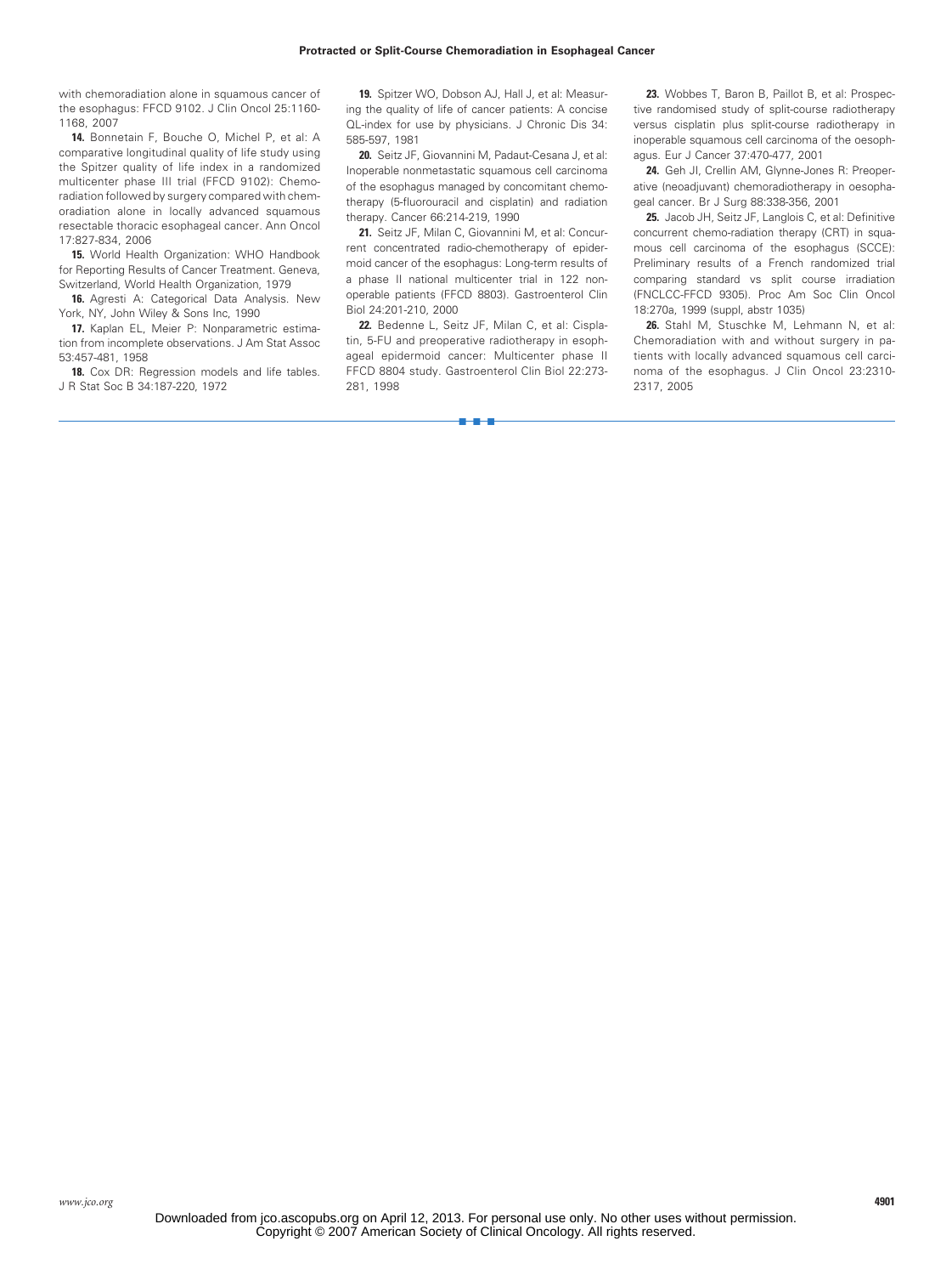with chemoradiation alone in squamous cancer of the esophagus: FFCD 9102. J Clin Oncol 25:1160-1168, 2007

**14.** Bonnetain F, Bouche O, Michel P, et al: A comparative longitudinal quality of life study using the Spitzer quality of life index in a randomized multicenter phase III trial (FFCD 9102): Chemoradiation followed by surgery compared with chemoradiation alone in locally advanced squamous resectable thoracic esophageal cancer. Ann Oncol 17:827-834, 2006

**15.** World Health Organization: WHO Handbook for Reporting Results of Cancer Treatment. Geneva, Switzerland, World Health Organization, 1979

**16.** Agresti A: Categorical Data Analysis. New York, NY, John Wiley & Sons Inc, 1990

**17.** Kaplan EL, Meier P: Nonparametric estimation from incomplete observations. J Am Stat Assoc 53:457-481, 1958

**18.** Cox DR: Regression models and life tables. J R Stat Soc B 34:187-220, 1972

**19.** Spitzer WO, Dobson AJ, Hall J, et al: Measuring the quality of life of cancer patients: A concise QL-index for use by physicians. J Chronic Dis 34: 585-597, 1981

**20.** Seitz JF, Giovannini M, Padaut-Cesana J, et al: Inoperable nonmetastatic squamous cell carcinoma of the esophagus managed by concomitant chemotherapy (5-fluorouracil and cisplatin) and radiation therapy. Cancer 66:214-219, 1990

**21.** Seitz JF, Milan C, Giovannini M, et al: Concurrent concentrated radio-chemotherapy of epidermoid cancer of the esophagus: Long-term results of a phase II national multicenter trial in 122 nonoperable patients (FFCD 8803). Gastroenterol Clin Biol 24:201-210, 2000

**22.** Bedenne L, Seitz JF, Milan C, et al: Cisplatin, 5-FU and preoperative radiotherapy in esophageal epidermoid cancer: Multicenter phase II FFCD 8804 study. Gastroenterol Clin Biol 22:273-281, 1998

**23.** Wobbes T, Baron B, Paillot B, et al: Prospective randomised study of split-course radiotherapy versus cisplatin plus split-course radiotherapy in inoperable squamous cell carcinoma of the oesophagus. Eur J Cancer 37:470-477, 2001

**24.** Geh JI, Crellin AM, Glynne-Jones R: Preoperative (neoadjuvant) chemoradiotherapy in oesophageal cancer. Br J Surg 88:338-356, 2001

**25.** Jacob JH, Seitz JF, Langlois C, et al: Definitive concurrent chemo-radiation therapy (CRT) in squamous cell carcinoma of the esophagus (SCCE): Preliminary results of a French randomized trial comparing standard vs split course irradiation (FNCLCC-FFCD 9305). Proc Am Soc Clin Oncol 18:270a, 1999 (suppl, abstr 1035)

**26.** Stahl M, Stuschke M, Lehmann N, et al: Chemoradiation with and without surgery in patients with locally advanced squamous cell carcinoma of the esophagus. J Clin Oncol 23:2310-2317, 2005